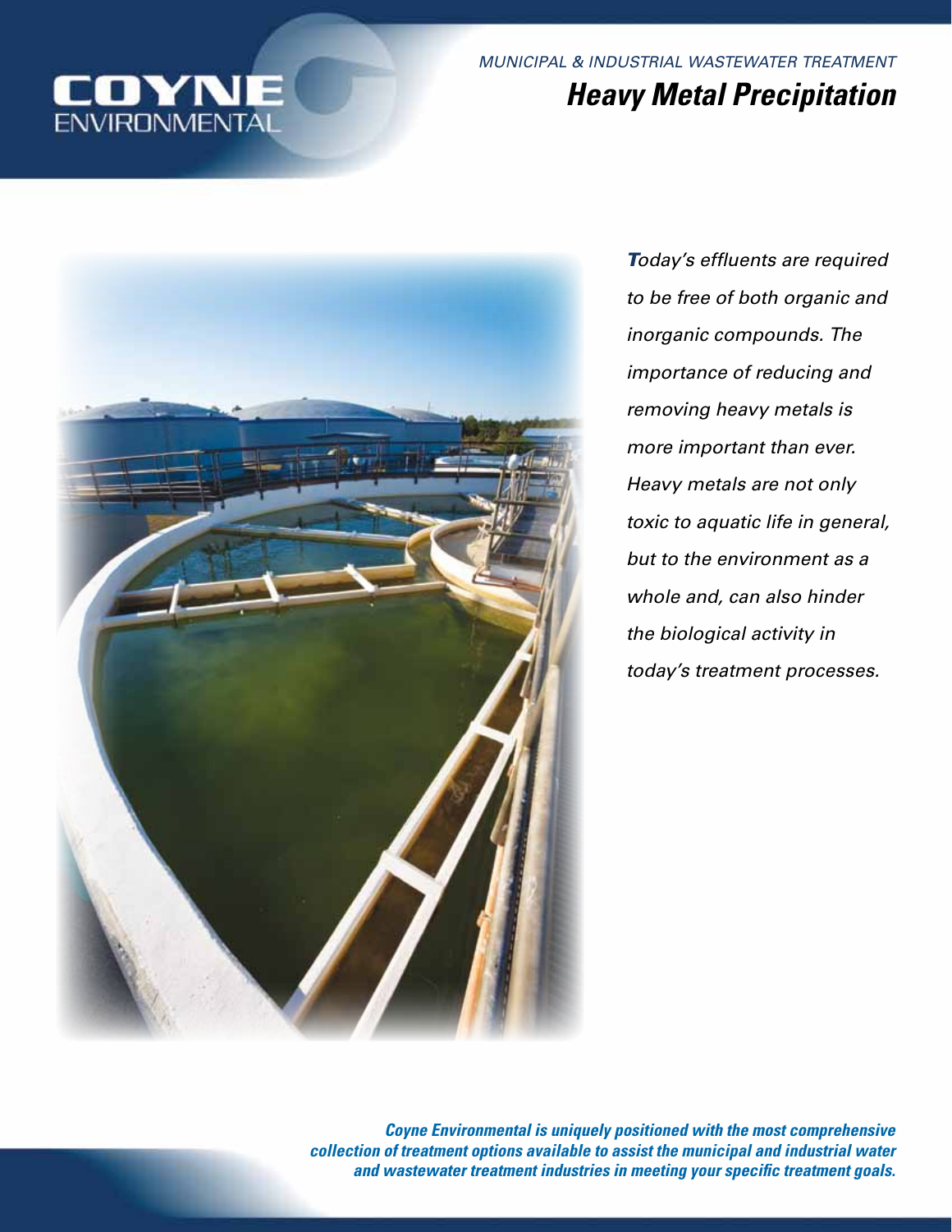COYNE ENVIRONMENTAL

*MUNICIPAL & INDUSTRIAL WASTEWATER TREATMENT*

# *Heavy Metal Precipitation*

*Today's effluents are required to be free of both organic and inorganic compounds. The importance of reducing and removing heavy metals is more important than ever. Heavy metals are not only toxic to aquatic life in general, but to the environment as a whole and, can also hinder the biological activity in today's treatment processes.*

***Coyne Environmental is uniquely positioned with the most comprehensive collection of treatment options available to assist the municipal and industrial water and wastewater treatment industries in meeting your specific treatment goals.***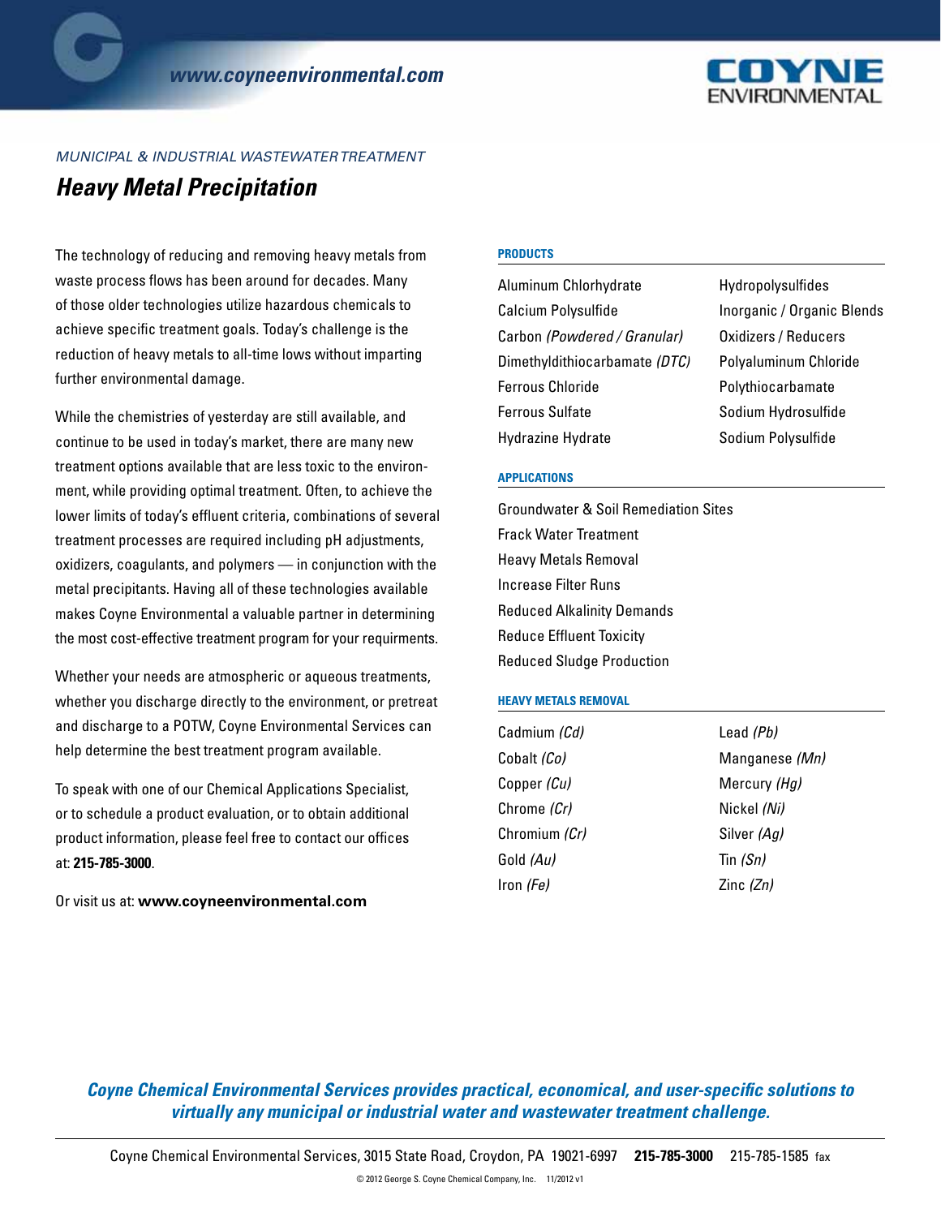*MUNICIPAL & INDUSTRIAL WASTEWATER TREATMENT*

# *Heavy Metal Precipitation*

The technology of reducing and removing heavy metals from waste process flows has been around for decades. Many of those older technologies utilize hazardous chemicals to achieve specific treatment goals. Today's challenge is the reduction of heavy metals to all-time lows without imparting further environmental damage.

While the chemistries of yesterday are still available, and continue to be used in today's market, there are many new treatment options available that are less toxic to the environment, while providing optimal treatment. Often, to achieve the lower limits of today's effluent criteria, combinations of several treatment processes are required including pH adjustments, oxidizers, coagulants, and polymers — in conjunction with the metal precipitants. Having all of these technologies available makes Coyne Environmental a valuable partner in determining the most cost-effective treatment program for your requirments.

Whether your needs are atmospheric or aqueous treatments, whether you discharge directly to the environment, or pretreat and discharge to a POTW, Coyne Environmental Services can help determine the best treatment program available.

To speak with one of our Chemical Applications Specialist, or to schedule a product evaluation, or to obtain additional product information, please feel free to contact our offices at: **215-785-3000**.

Or visit us at: **www.coyneenvironmental.com**

## PRODUCTS

- Aluminum Chlorhydrate
- Calcium Polysulfide
- Carbon *(Powdered / Granular)*
- Dimethyldithiocarbamate *(DTC)*
- Ferrous Chloride
- Ferrous Sulfate
- Hydrazine Hydrate
- Hydropolysulfides
- Inorganic / Organic Blends
- Oxidizers / Reducers
- Polyaluminum Chloride
- Polythiocarbamate
- Sodium Hydrosulfide
- Sodium Polysulfide

## APPLICATIONS

- Groundwater & Soil Remediation Sites
- Frack Water Treatment
- Heavy Metals Removal
- Increase Filter Runs
- Reduced Alkalinity Demands
- Reduce Effluent Toxicity
- Reduced Sludge Production

## HEAVY METALS REMOVAL

- Cadmium *(Cd)*
- Cobalt *(Co)*
- Copper *(Cu)*
- Chrome *(Cr)*
- Chromium *(Cr)*
- Gold *(Au)*
- Iron *(Fe)*
- Lead *(Pb)*
- Manganese *(Mn)*
- Mercury *(Hg)*
- Nickel *(Ni)*
- Silver *(Ag)*
- Tin *(Sn)*
- Zinc *(Zn)*

***Coyne Chemical Environmental Services provides practical, economical, and user-specific solutions to virtually any municipal or industrial water and wastewater treatment challenge.***

Coyne Chemical Environmental Services, 3015 State Road, Croydon, PA 19021-6997 **215-785-3000** 215-785-1585 fax

© 2012 George S. Coyne Chemical Company, Inc. 11/2012 v1